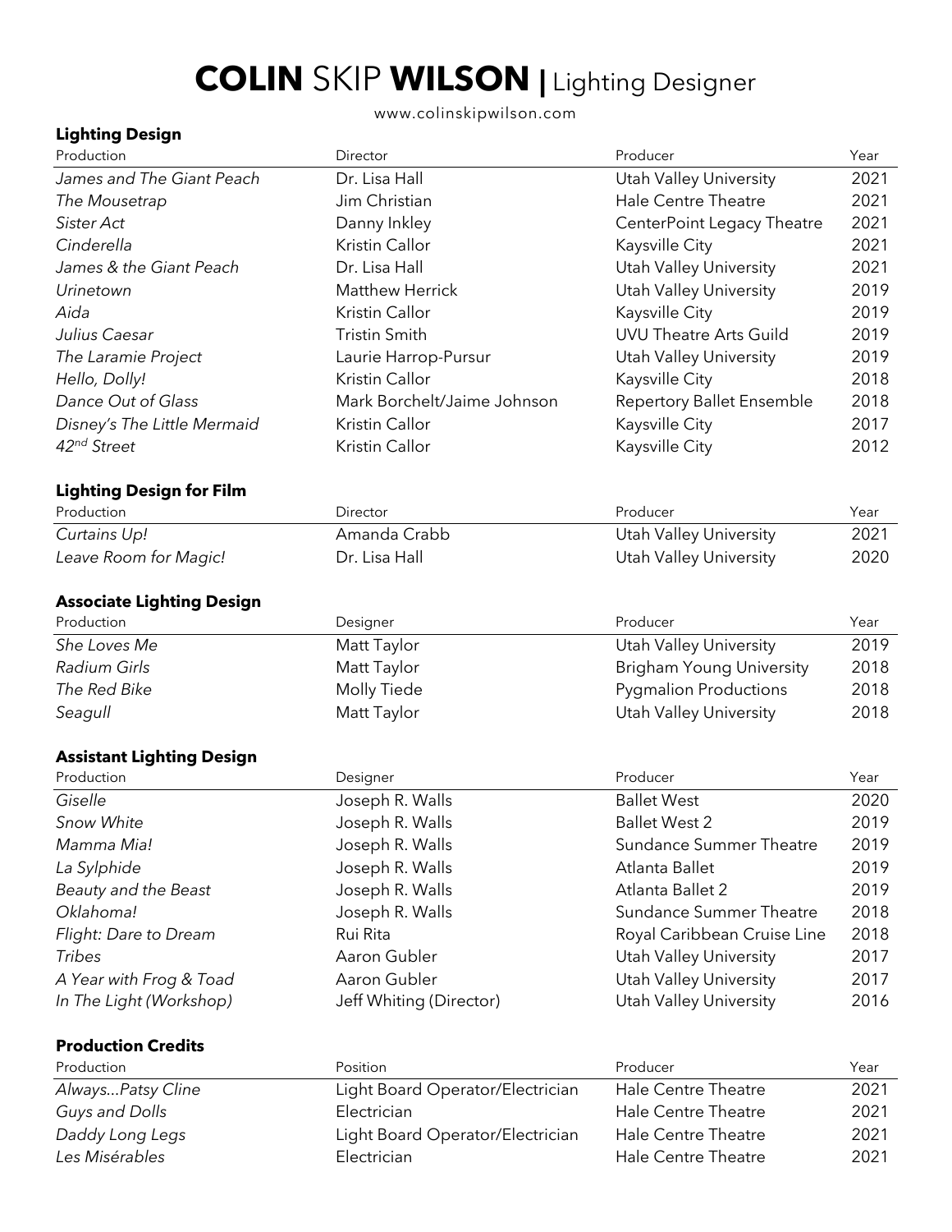# **COLIN** SKIP **WILSON |** Lighting Designer

www.colinskipwilson.com

## Lighting Design

| Production | Director | Producer | Year |
|---|---|---|---|
| *James and The Giant Peach* | Dr. Lisa Hall | Utah Valley University | 2021 |
| *The Mousetrap* | Jim Christian | Hale Centre Theatre | 2021 |
| *Sister Act* | Danny Inkley | CenterPoint Legacy Theatre | 2021 |
| *Cinderella* | Kristin Callor | Kaysville City | 2021 |
| *James & the Giant Peach* | Dr. Lisa Hall | Utah Valley University | 2021 |
| *Urinetown* | Matthew Herrick | Utah Valley University | 2019 |
| *Aida* | Kristin Callor | Kaysville City | 2019 |
| *Julius Caesar* | Tristin Smith | UVU Theatre Arts Guild | 2019 |
| *The Laramie Project* | Laurie Harrop-Pursur | Utah Valley University | 2019 |
| *Hello, Dolly!* | Kristin Callor | Kaysville City | 2018 |
| *Dance Out of Glass* | Mark Borchelt/Jaime Johnson | Repertory Ballet Ensemble | 2018 |
| *Disney's The Little Mermaid* | Kristin Callor | Kaysville City | 2017 |
| *42nd Street* | Kristin Callor | Kaysville City | 2012 |

## Lighting Design for Film

| Production | Director | Producer | Year |
|---|---|---|---|
| *Curtains Up!* | Amanda Crabb | Utah Valley University | 2021 |
| *Leave Room for Magic!* | Dr. Lisa Hall | Utah Valley University | 2020 |

## Associate Lighting Design

| Production | Designer | Producer | Year |
|---|---|---|---|
| *She Loves Me* | Matt Taylor | Utah Valley University | 2019 |
| *Radium Girls* | Matt Taylor | Brigham Young University | 2018 |
| *The Red Bike* | Molly Tiede | Pygmalion Productions | 2018 |
| *Seagull* | Matt Taylor | Utah Valley University | 2018 |

## Assistant Lighting Design

| Production | Designer | Producer | Year |
|---|---|---|---|
| *Giselle* | Joseph R. Walls | Ballet West | 2020 |
| *Snow White* | Joseph R. Walls | Ballet West 2 | 2019 |
| *Mamma Mia!* | Joseph R. Walls | Sundance Summer Theatre | 2019 |
| *La Sylphide* | Joseph R. Walls | Atlanta Ballet | 2019 |
| *Beauty and the Beast* | Joseph R. Walls | Atlanta Ballet 2 | 2019 |
| *Oklahoma!* | Joseph R. Walls | Sundance Summer Theatre | 2018 |
| *Flight: Dare to Dream* | Rui Rita | Royal Caribbean Cruise Line | 2018 |
| *Tribes* | Aaron Gubler | Utah Valley University | 2017 |
| *A Year with Frog & Toad* | Aaron Gubler | Utah Valley University | 2017 |
| *In The Light (Workshop)* | Jeff Whiting (Director) | Utah Valley University | 2016 |

## Production Credits

| Production | Position | Producer | Year |
|---|---|---|---|
| *Always...Patsy Cline* | Light Board Operator/Electrician | Hale Centre Theatre | 2021 |
| *Guys and Dolls* | Electrician | Hale Centre Theatre | 2021 |
| *Daddy Long Legs* | Light Board Operator/Electrician | Hale Centre Theatre | 2021 |
| *Les Misérables* | Electrician | Hale Centre Theatre | 2021 |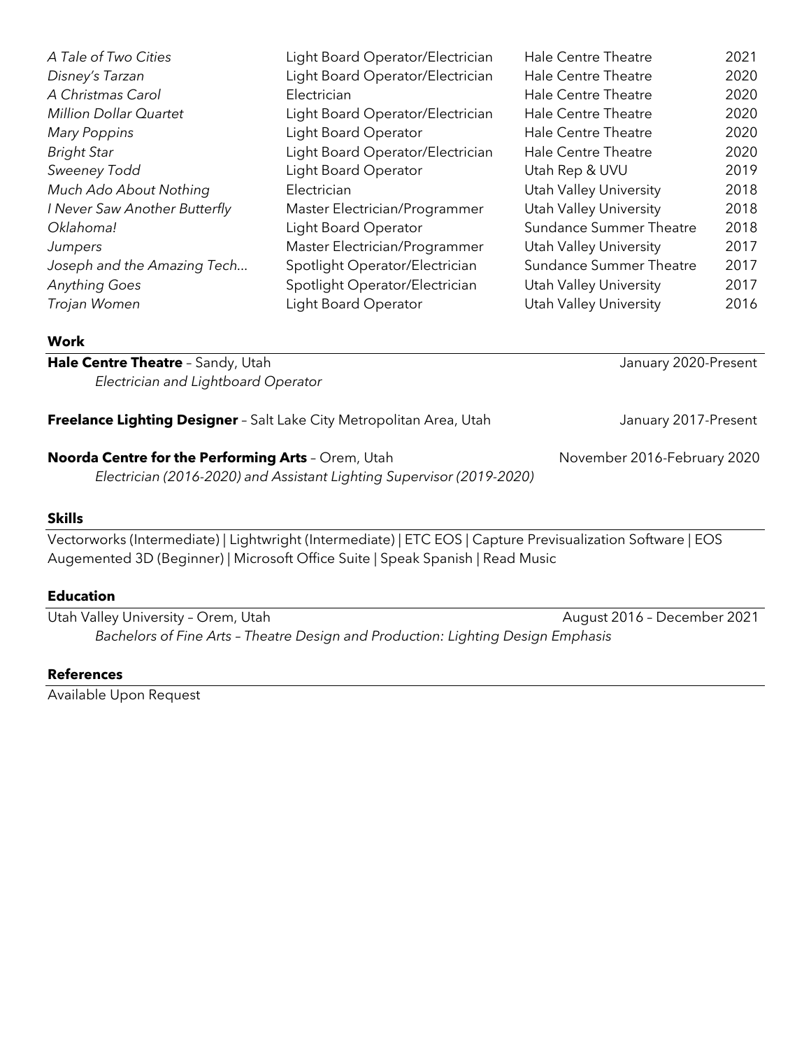| | | | |
|---|---|---|---|
| *A Tale of Two Cities* | Light Board Operator/Electrician | Hale Centre Theatre | 2021 |
| *Disney's Tarzan* | Light Board Operator/Electrician | Hale Centre Theatre | 2020 |
| *A Christmas Carol* | Electrician | Hale Centre Theatre | 2020 |
| *Million Dollar Quartet* | Light Board Operator/Electrician | Hale Centre Theatre | 2020 |
| *Mary Poppins* | Light Board Operator | Hale Centre Theatre | 2020 |
| *Bright Star* | Light Board Operator/Electrician | Hale Centre Theatre | 2020 |
| *Sweeney Todd* | Light Board Operator | Utah Rep & UVU | 2019 |
| *Much Ado About Nothing* | Electrician | Utah Valley University | 2018 |
| *I Never Saw Another Butterfly* | Master Electrician/Programmer | Utah Valley University | 2018 |
| *Oklahoma!* | Light Board Operator | Sundance Summer Theatre | 2018 |
| *Jumpers* | Master Electrician/Programmer | Utah Valley University | 2017 |
| *Joseph and the Amazing Tech...* | Spotlight Operator/Electrician | Sundance Summer Theatre | 2017 |
| *Anything Goes* | Spotlight Operator/Electrician | Utah Valley University | 2017 |
| *Trojan Women* | Light Board Operator | Utah Valley University | 2016 |

## Work

**Hale Centre Theatre** – Sandy, Utah — January 2020-Present
*Electrician and Lightboard Operator*

**Freelance Lighting Designer** – Salt Lake City Metropolitan Area, Utah — January 2017-Present

**Noorda Centre for the Performing Arts** – Orem, Utah — November 2016-February 2020
*Electrician (2016-2020) and Assistant Lighting Supervisor (2019-2020)*

## Skills

Vectorworks (Intermediate) | Lightwright (Intermediate) | ETC EOS | Capture Previsualization Software | EOS Augemented 3D (Beginner) | Microsoft Office Suite | Speak Spanish | Read Music

## Education

Utah Valley University – Orem, Utah — August 2016 – December 2021
*Bachelors of Fine Arts – Theatre Design and Production: Lighting Design Emphasis*

## References

Available Upon Request